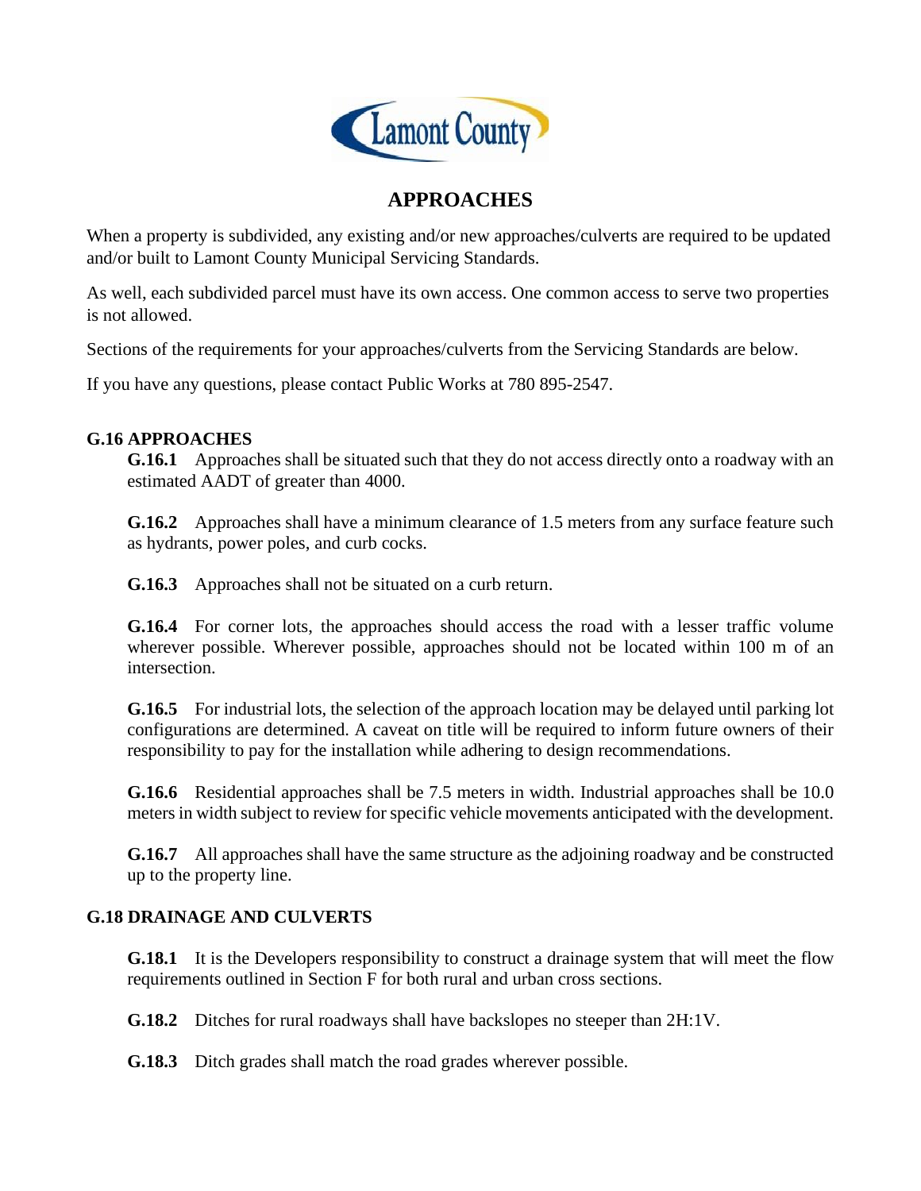Lamont County

# APPROACHES

When a property is subdivided, any existing and/or new approaches/culverts are required to be updated and/or built to Lamont County Municipal Servicing Standards.

As well, each subdivided parcel must have its own access. One common access to serve two properties is not allowed.

Sections of the requirements for your approaches/culverts from the Servicing Standards are below.

If you have any questions, please contact Public Works at 780 895-2547.

## G.16 APPROACHES

**G.16.1** Approaches shall be situated such that they do not access directly onto a roadway with an estimated AADT of greater than 4000.

**G.16.2** Approaches shall have a minimum clearance of 1.5 meters from any surface feature such as hydrants, power poles, and curb cocks.

**G.16.3** Approaches shall not be situated on a curb return.

**G.16.4** For corner lots, the approaches should access the road with a lesser traffic volume wherever possible. Wherever possible, approaches should not be located within 100 m of an intersection.

**G.16.5** For industrial lots, the selection of the approach location may be delayed until parking lot configurations are determined. A caveat on title will be required to inform future owners of their responsibility to pay for the installation while adhering to design recommendations.

**G.16.6** Residential approaches shall be 7.5 meters in width. Industrial approaches shall be 10.0 meters in width subject to review for specific vehicle movements anticipated with the development.

**G.16.7** All approaches shall have the same structure as the adjoining roadway and be constructed up to the property line.

## G.18 DRAINAGE AND CULVERTS

**G.18.1** It is the Developers responsibility to construct a drainage system that will meet the flow requirements outlined in Section F for both rural and urban cross sections.

**G.18.2** Ditches for rural roadways shall have backslopes no steeper than 2H:1V.

**G.18.3** Ditch grades shall match the road grades wherever possible.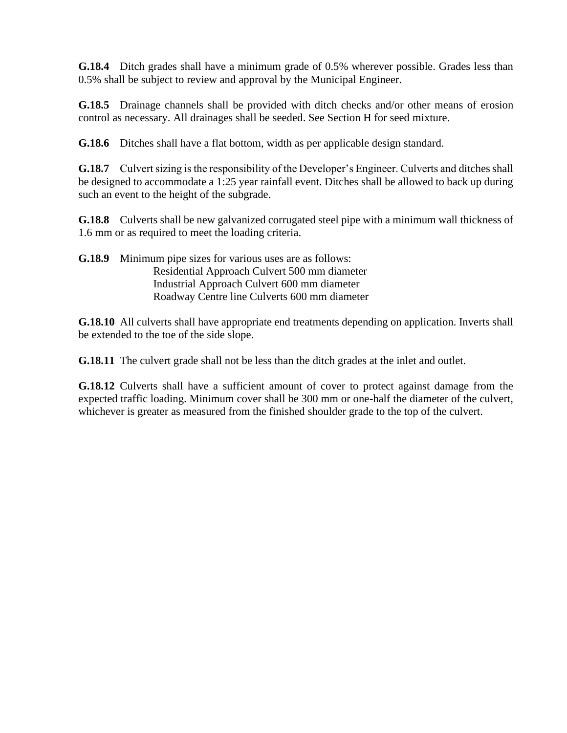**G.18.4** Ditch grades shall have a minimum grade of 0.5% wherever possible. Grades less than 0.5% shall be subject to review and approval by the Municipal Engineer.

**G.18.5** Drainage channels shall be provided with ditch checks and/or other means of erosion control as necessary. All drainages shall be seeded. See Section H for seed mixture.

**G.18.6** Ditches shall have a flat bottom, width as per applicable design standard.

**G.18.7** Culvert sizing is the responsibility of the Developer's Engineer. Culverts and ditches shall be designed to accommodate a 1:25 year rainfall event. Ditches shall be allowed to back up during such an event to the height of the subgrade.

**G.18.8** Culverts shall be new galvanized corrugated steel pipe with a minimum wall thickness of 1.6 mm or as required to meet the loading criteria.

**G.18.9** Minimum pipe sizes for various uses are as follows:

Residential Approach Culvert 500 mm diameter
Industrial Approach Culvert 600 mm diameter
Roadway Centre line Culverts 600 mm diameter

**G.18.10** All culverts shall have appropriate end treatments depending on application. Inverts shall be extended to the toe of the side slope.

**G.18.11** The culvert grade shall not be less than the ditch grades at the inlet and outlet.

**G.18.12** Culverts shall have a sufficient amount of cover to protect against damage from the expected traffic loading. Minimum cover shall be 300 mm or one-half the diameter of the culvert, whichever is greater as measured from the finished shoulder grade to the top of the culvert.